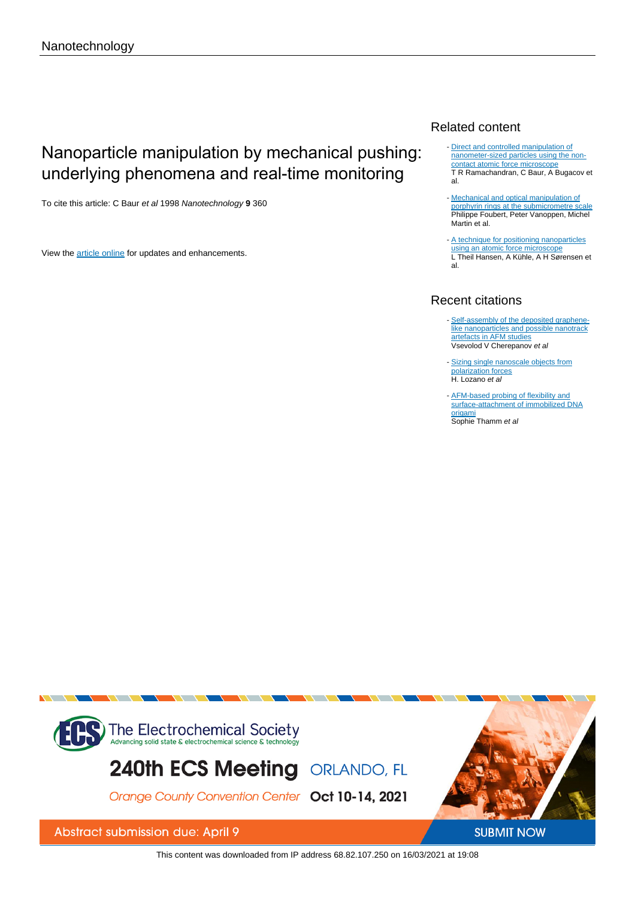Nanotechnology

# Nanoparticle manipulation by mechanical pushing: underlying phenomena and real-time monitoring

To cite this article: C Baur *et al* 1998 *Nanotechnology* **9** 360

View the article online for updates and enhancements.

## Related content

- Direct and controlled manipulation of nanometer-sized particles using the non-contact atomic force microscope
  T R Ramachandran, C Baur, A Bugacov et al.

- Mechanical and optical manipulation of porphyrin rings at the submicrometre scale
  Philippe Foubert, Peter Vanoppen, Michel Martin et al.

- A technique for positioning nanoparticles using an atomic force microscope
  L Theil Hansen, A Kühle, A H Sørensen et al.

## Recent citations

- Self-assembly of the deposited graphene-like nanoparticles and possible nanotrack artefacts in AFM studies
  Vsevolod V Cherepanov *et al*

- Sizing single nanoscale objects from polarization forces
  H. Lozano *et al*

- AFM-based probing of flexibility and surface-attachment of immobilized DNA origami
  Sophie Thamm *et al*

The Electrochemical Society
Advancing solid state & electrochemical science & technology

240th ECS Meeting ORLANDO, FL

Orange County Convention Center Oct 10-14, 2021

Abstract submission due: April 9

SUBMIT NOW

This content was downloaded from IP address 68.82.107.250 on 16/03/2021 at 19:08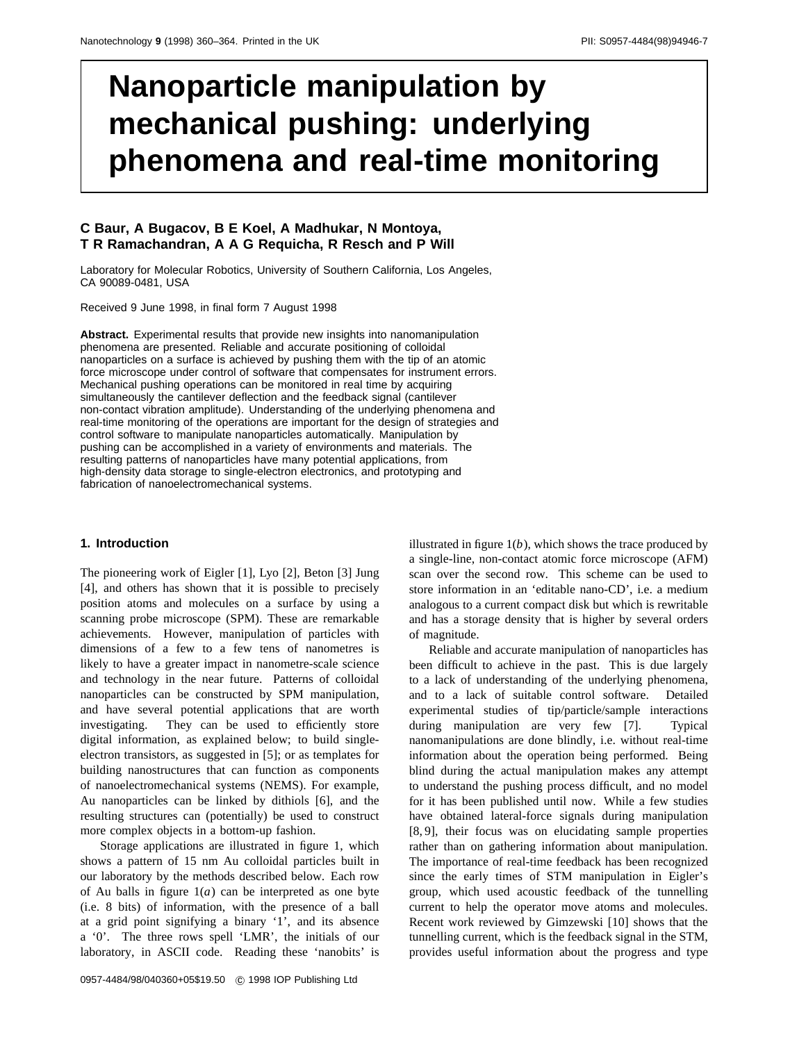# Nanoparticle manipulation by mechanical pushing: underlying phenomena and real-time monitoring

**C Baur, A Bugacov, B E Koel, A Madhukar, N Montoya, T R Ramachandran, A A G Requicha, R Resch and P Will**

Laboratory for Molecular Robotics, University of Southern California, Los Angeles, CA 90089-0481, USA

Received 9 June 1998, in final form 7 August 1998

**Abstract.** Experimental results that provide new insights into nanomanipulation phenomena are presented. Reliable and accurate positioning of colloidal nanoparticles on a surface is achieved by pushing them with the tip of an atomic force microscope under control of software that compensates for instrument errors. Mechanical pushing operations can be monitored in real time by acquiring simultaneously the cantilever deflection and the feedback signal (cantilever non-contact vibration amplitude). Understanding of the underlying phenomena and real-time monitoring of the operations are important for the design of strategies and control software to manipulate nanoparticles automatically. Manipulation by pushing can be accomplished in a variety of environments and materials. The resulting patterns of nanoparticles have many potential applications, from high-density data storage to single-electron electronics, and prototyping and fabrication of nanoelectromechanical systems.

## 1. Introduction

The pioneering work of Eigler [1], Lyo [2], Beton [3] Jung [4], and others has shown that it is possible to precisely position atoms and molecules on a surface by using a scanning probe microscope (SPM). These are remarkable achievements. However, manipulation of particles with dimensions of a few to a few tens of nanometres is likely to have a greater impact in nanometre-scale science and technology in the near future. Patterns of colloidal nanoparticles can be constructed by SPM manipulation, and have several potential applications that are worth investigating. They can be used to efficiently store digital information, as explained below; to build single-electron transistors, as suggested in [5]; or as templates for building nanostructures that can function as components of nanoelectromechanical systems (NEMS). For example, Au nanoparticles can be linked by dithiols [6], and the resulting structures can (potentially) be used to construct more complex objects in a bottom-up fashion.

Storage applications are illustrated in figure 1, which shows a pattern of 15 nm Au colloidal particles built in our laboratory by the methods described below. Each row of Au balls in figure 1(*a*) can be interpreted as one byte (i.e. 8 bits) of information, with the presence of a ball at a grid point signifying a binary '1', and its absence a '0'. The three rows spell 'LMR', the initials of our laboratory, in ASCII code. Reading these 'nanobits' is illustrated in figure 1(*b*), which shows the trace produced by a single-line, non-contact atomic force microscope (AFM) scan over the second row. This scheme can be used to store information in an 'editable nano-CD', i.e. a medium analogous to a current compact disk but which is rewritable and has a storage density that is higher by several orders of magnitude.

Reliable and accurate manipulation of nanoparticles has been difficult to achieve in the past. This is due largely to a lack of understanding of the underlying phenomena, and to a lack of suitable control software. Detailed experimental studies of tip/particle/sample interactions during manipulation are very few [7]. Typical nanomanipulations are done blindly, i.e. without real-time information about the operation being performed. Being blind during the actual manipulation makes any attempt to understand the pushing process difficult, and no model for it has been published until now. While a few studies have obtained lateral-force signals during manipulation [8, 9], their focus was on elucidating sample properties rather than on gathering information about manipulation. The importance of real-time feedback has been recognized since the early times of STM manipulation in Eigler's group, which used acoustic feedback of the tunnelling current to help the operator move atoms and molecules. Recent work reviewed by Gimzewski [10] shows that the tunnelling current, which is the feedback signal in the STM, provides useful information about the progress and type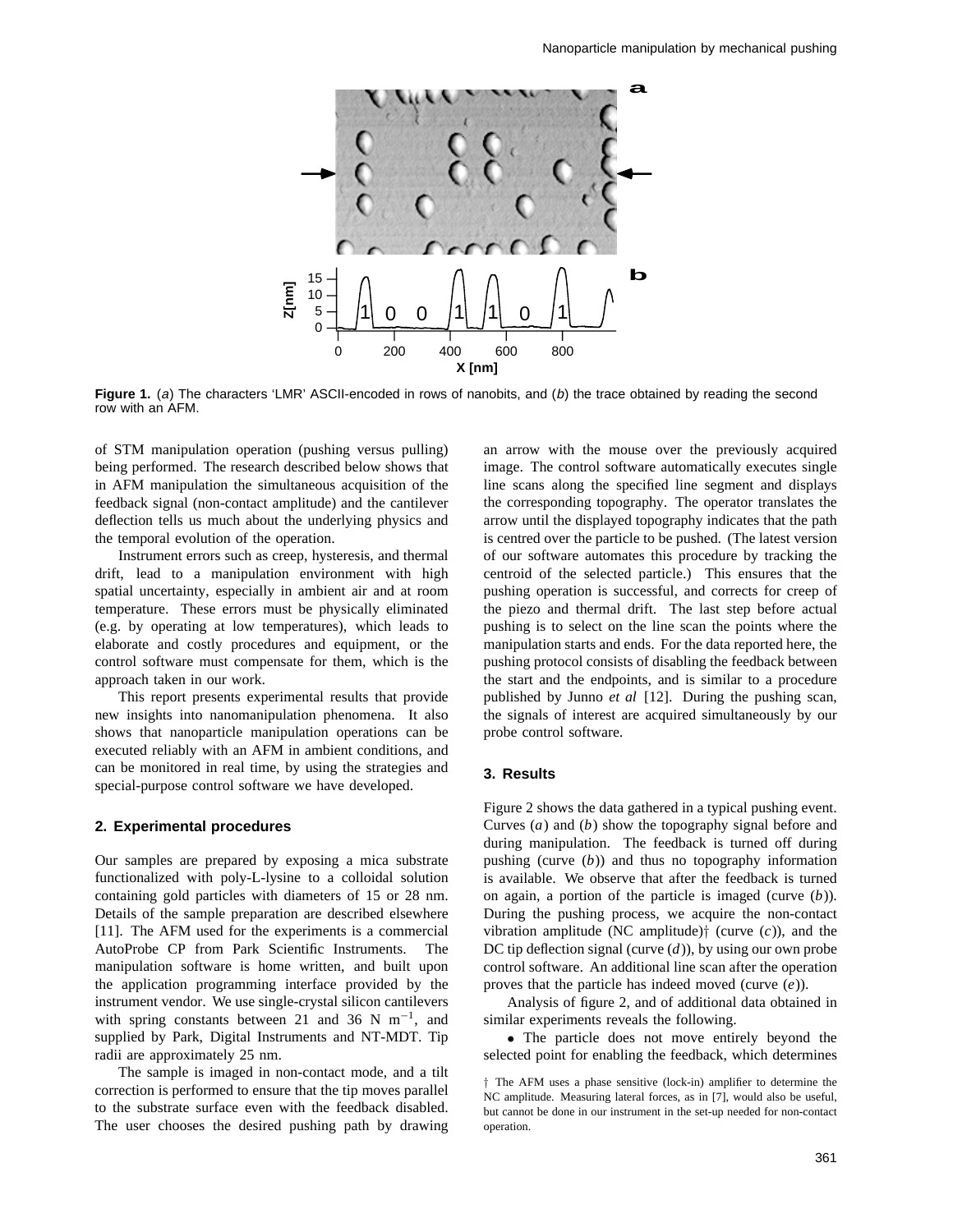**Figure 1.** (*a*) The characters 'LMR' ASCII-encoded in rows of nanobits, and (*b*) the trace obtained by reading the second row with an AFM.

of STM manipulation operation (pushing versus pulling) being performed. The research described below shows that in AFM manipulation the simultaneous acquisition of the feedback signal (non-contact amplitude) and the cantilever deflection tells us much about the underlying physics and the temporal evolution of the operation.

Instrument errors such as creep, hysteresis, and thermal drift, lead to a manipulation environment with high spatial uncertainty, especially in ambient air and at room temperature. These errors must be physically eliminated (e.g. by operating at low temperatures), which leads to elaborate and costly procedures and equipment, or the control software must compensate for them, which is the approach taken in our work.

This report presents experimental results that provide new insights into nanomanipulation phenomena. It also shows that nanoparticle manipulation operations can be executed reliably with an AFM in ambient conditions, and can be monitored in real time, by using the strategies and special-purpose control software we have developed.

## 2. Experimental procedures

Our samples are prepared by exposing a mica substrate functionalized with poly-L-lysine to a colloidal solution containing gold particles with diameters of 15 or 28 nm. Details of the sample preparation are described elsewhere [11]. The AFM used for the experiments is a commercial AutoProbe CP from Park Scientific Instruments. The manipulation software is home written, and built upon the application programming interface provided by the instrument vendor. We use single-crystal silicon cantilevers with spring constants between 21 and 36 N m$^{-1}$, and supplied by Park, Digital Instruments and NT-MDT. Tip radii are approximately 25 nm.

The sample is imaged in non-contact mode, and a tilt correction is performed to ensure that the tip moves parallel to the substrate surface even with the feedback disabled. The user chooses the desired pushing path by drawing an arrow with the mouse over the previously acquired image. The control software automatically executes single line scans along the specified line segment and displays the corresponding topography. The operator translates the arrow until the displayed topography indicates that the path is centred over the particle to be pushed. (The latest version of our software automates this procedure by tracking the centroid of the selected particle.) This ensures that the pushing operation is successful, and corrects for creep of the piezo and thermal drift. The last step before actual pushing is to select on the line scan the points where the manipulation starts and ends. For the data reported here, the pushing protocol consists of disabling the feedback between the start and the endpoints, and is similar to a procedure published by Junno *et al* [12]. During the pushing scan, the signals of interest are acquired simultaneously by our probe control software.

## 3. Results

Figure 2 shows the data gathered in a typical pushing event. Curves (*a*) and (*b*) show the topography signal before and during manipulation. The feedback is turned off during pushing (curve (*b*)) and thus no topography information is available. We observe that after the feedback is turned on again, a portion of the particle is imaged (curve (*b*)). During the pushing process, we acquire the non-contact vibration amplitude (NC amplitude)† (curve (*c*)), and the DC tip deflection signal (curve (*d*)), by using our own probe control software. An additional line scan after the operation proves that the particle has indeed moved (curve (*e*)).

Analysis of figure 2, and of additional data obtained in similar experiments reveals the following.

- The particle does not move entirely beyond the selected point for enabling the feedback, which determines

† The AFM uses a phase sensitive (lock-in) amplifier to determine the NC amplitude. Measuring lateral forces, as in [7], would also be useful, but cannot be done in our instrument in the set-up needed for non-contact operation.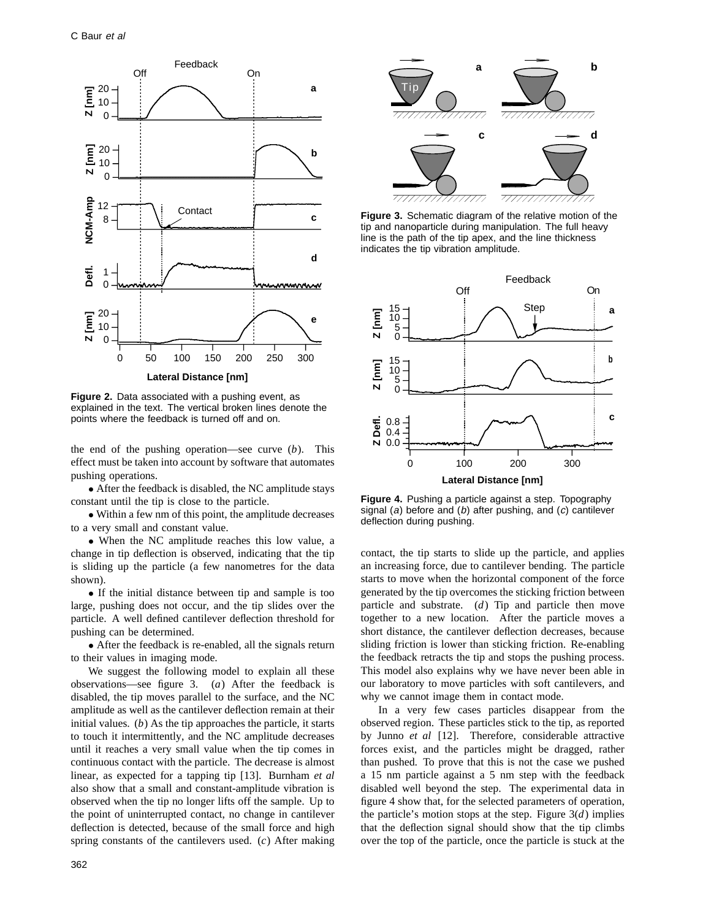**Figure 2.** Data associated with a pushing event, as explained in the text. The vertical broken lines denote the points where the feedback is turned off and on.

the end of the pushing operation—see curve (*b*). This effect must be taken into account by software that automates pushing operations.

- After the feedback is disabled, the NC amplitude stays constant until the tip is close to the particle.
- Within a few nm of this point, the amplitude decreases to a very small and constant value.
- When the NC amplitude reaches this low value, a change in tip deflection is observed, indicating that the tip is sliding up the particle (a few nanometres for the data shown).
- If the initial distance between tip and sample is too large, pushing does not occur, and the tip slides over the particle. A well defined cantilever deflection threshold for pushing can be determined.
- After the feedback is re-enabled, all the signals return to their values in imaging mode.

We suggest the following model to explain all these observations—see figure 3. (*a*) After the feedback is disabled, the tip moves parallel to the surface, and the NC amplitude as well as the cantilever deflection remain at their initial values. (*b*) As the tip approaches the particle, it starts to touch it intermittently, and the NC amplitude decreases until it reaches a very small value when the tip comes in continuous contact with the particle. The decrease is almost linear, as expected for a tapping tip [13]. Burnham *et al* also show that a small and constant-amplitude vibration is observed when the tip no longer lifts off the sample. Up to the point of uninterrupted contact, no change in cantilever deflection is detected, because of the small force and high spring constants of the cantilevers used. (*c*) After making contact, the tip starts to slide up the particle, and applies an increasing force, due to cantilever bending. The particle starts to move when the horizontal component of the force generated by the tip overcomes the sticking friction between particle and substrate. (*d*) Tip and particle then move together to a new location. After the particle moves a short distance, the cantilever deflection decreases, because sliding friction is lower than sticking friction. Re-enabling the feedback retracts the tip and stops the pushing process. This model also explains why we have never been able in our laboratory to move particles with soft cantilevers, and why we cannot image them in contact mode.

**Figure 3.** Schematic diagram of the relative motion of the tip and nanoparticle during manipulation. The full heavy line is the path of the tip apex, and the line thickness indicates the tip vibration amplitude.

**Figure 4.** Pushing a particle against a step. Topography signal (*a*) before and (*b*) after pushing, and (*c*) cantilever deflection during pushing.

In a very few cases particles disappear from the observed region. These particles stick to the tip, as reported by Junno *et al* [12]. Therefore, considerable attractive forces exist, and the particles might be dragged, rather than pushed. To prove that this is not the case we pushed a 15 nm particle against a 5 nm step with the feedback disabled well beyond the step. The experimental data in figure 4 show that, for the selected parameters of operation, the particle's motion stops at the step. Figure 3(*d*) implies that the deflection signal should show that the tip climbs over the top of the particle, once the particle is stuck at the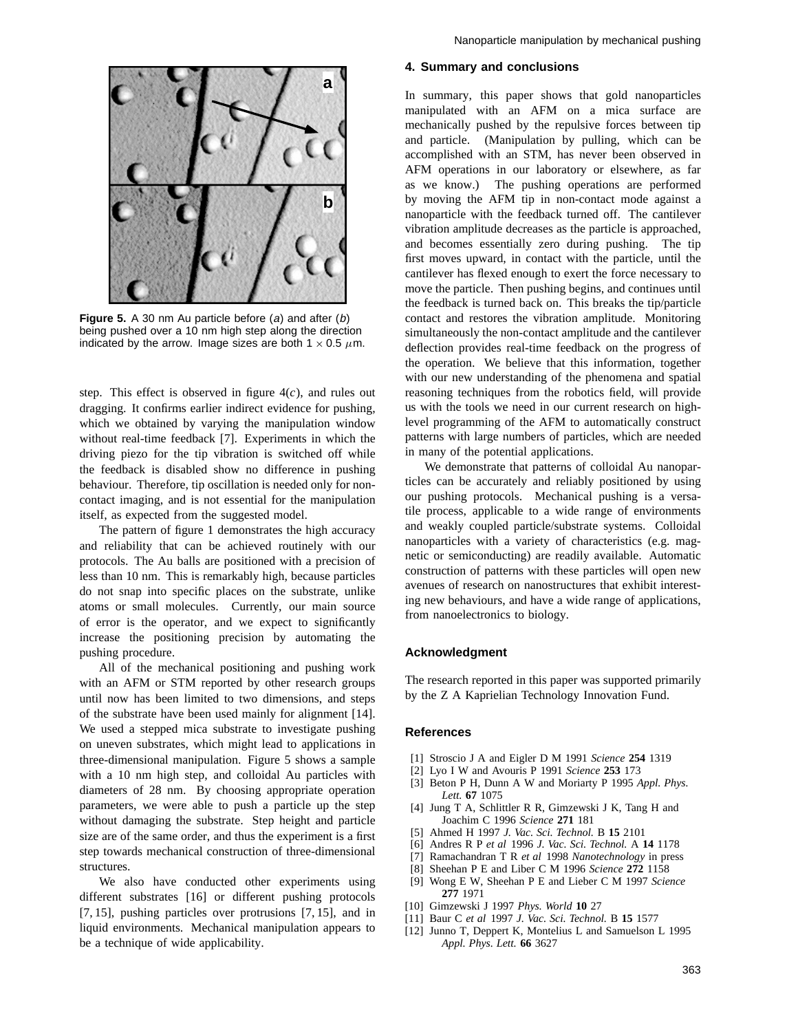Figure 5. A 30 nm Au particle before (*a*) and after (*b*) being pushed over a 10 nm high step along the direction indicated by the arrow. Image sizes are both $1 \times 0.5$ $\mu$m.

step. This effect is observed in figure 4(*c*), and rules out dragging. It confirms earlier indirect evidence for pushing, which we obtained by varying the manipulation window without real-time feedback [7]. Experiments in which the driving piezo for the tip vibration is switched off while the feedback is disabled show no difference in pushing behaviour. Therefore, tip oscillation is needed only for non-contact imaging, and is not essential for the manipulation itself, as expected from the suggested model.

The pattern of figure 1 demonstrates the high accuracy and reliability that can be achieved routinely with our protocols. The Au balls are positioned with a precision of less than 10 nm. This is remarkably high, because particles do not snap into specific places on the substrate, unlike atoms or small molecules. Currently, our main source of error is the operator, and we expect to significantly increase the positioning precision by automating the pushing procedure.

All of the mechanical positioning and pushing work with an AFM or STM reported by other research groups until now has been limited to two dimensions, and steps of the substrate have been used mainly for alignment [14]. We used a stepped mica substrate to investigate pushing on uneven substrates, which might lead to applications in three-dimensional manipulation. Figure 5 shows a sample with a 10 nm high step, and colloidal Au particles with diameters of 28 nm. By choosing appropriate operation parameters, we were able to push a particle up the step without damaging the substrate. Step height and particle size are of the same order, and thus the experiment is a first step towards mechanical construction of three-dimensional structures.

We also have conducted other experiments using different substrates [16] or different pushing protocols [7, 15], pushing particles over protrusions [7, 15], and in liquid environments. Mechanical manipulation appears to be a technique of wide applicability.

## 4. Summary and conclusions

In summary, this paper shows that gold nanoparticles manipulated with an AFM on a mica surface are mechanically pushed by the repulsive forces between tip and particle. (Manipulation by pulling, which can be accomplished with an STM, has never been observed in AFM operations in our laboratory or elsewhere, as far as we know.) The pushing operations are performed by moving the AFM tip in non-contact mode against a nanoparticle with the feedback turned off. The cantilever vibration amplitude decreases as the particle is approached, and becomes essentially zero during pushing. The tip first moves upward, in contact with the particle, until the cantilever has flexed enough to exert the force necessary to move the particle. Then pushing begins, and continues until the feedback is turned back on. This breaks the tip/particle contact and restores the vibration amplitude. Monitoring simultaneously the non-contact amplitude and the cantilever deflection provides real-time feedback on the progress of the operation. We believe that this information, together with our new understanding of the phenomena and spatial reasoning techniques from the robotics field, will provide us with the tools we need in our current research on high-level programming of the AFM to automatically construct patterns with large numbers of particles, which are needed in many of the potential applications.

We demonstrate that patterns of colloidal Au nanoparticles can be accurately and reliably positioned by using our pushing protocols. Mechanical pushing is a versatile process, applicable to a wide range of environments and weakly coupled particle/substrate systems. Colloidal nanoparticles with a variety of characteristics (e.g. magnetic or semiconducting) are readily available. Automatic construction of patterns with these particles will open new avenues of research on nanostructures that exhibit interesting new behaviours, and have a wide range of applications, from nanoelectronics to biology.

## Acknowledgment

The research reported in this paper was supported primarily by the Z A Kaprielian Technology Innovation Fund.

## References

[1] Stroscio J A and Eigler D M 1991 *Science* **254** 1319
[2] Lyo I W and Avouris P 1991 *Science* **253** 173
[3] Beton P H, Dunn A W and Moriarty P 1995 *Appl. Phys. Lett.* **67** 1075
[4] Jung T A, Schlittler R R, Gimzewski J K, Tang H and Joachim C 1996 *Science* **271** 181
[5] Ahmed H 1997 *J. Vac. Sci. Technol.* B **15** 2101
[6] Andres R P *et al* 1996 *J. Vac. Sci. Technol.* A **14** 1178
[7] Ramachandran T R *et al* 1998 *Nanotechnology* in press
[8] Sheehan P E and Liber C M 1996 *Science* **272** 1158
[9] Wong E W, Sheehan P E and Lieber C M 1997 *Science* **277** 1971
[10] Gimzewski J 1997 *Phys. World* **10** 27
[11] Baur C *et al* 1997 *J. Vac. Sci. Technol.* B **15** 1577
[12] Junno T, Deppert K, Montelius L and Samuelson L 1995 *Appl. Phys. Lett.* **66** 3627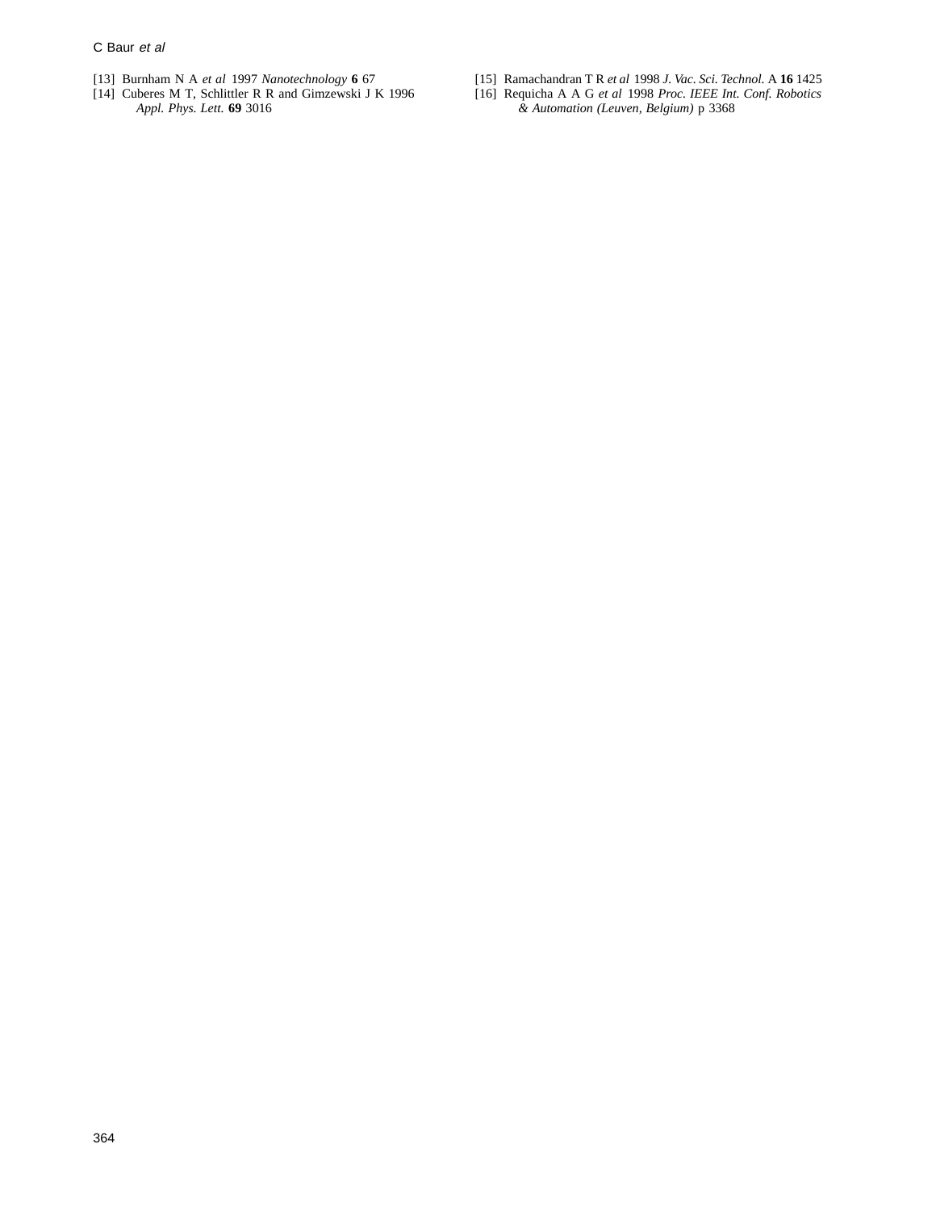[13] Burnham N A *et al* 1997 *Nanotechnology* **6** 67

[14] Cuberes M T, Schlittler R R and Gimzewski J K 1996 *Appl. Phys. Lett.* **69** 3016

[15] Ramachandran T R *et al* 1998 *J. Vac. Sci. Technol.* A **16** 1425

[16] Requicha A A G *et al* 1998 *Proc. IEEE Int. Conf. Robotics & Automation (Leuven, Belgium)* p 3368